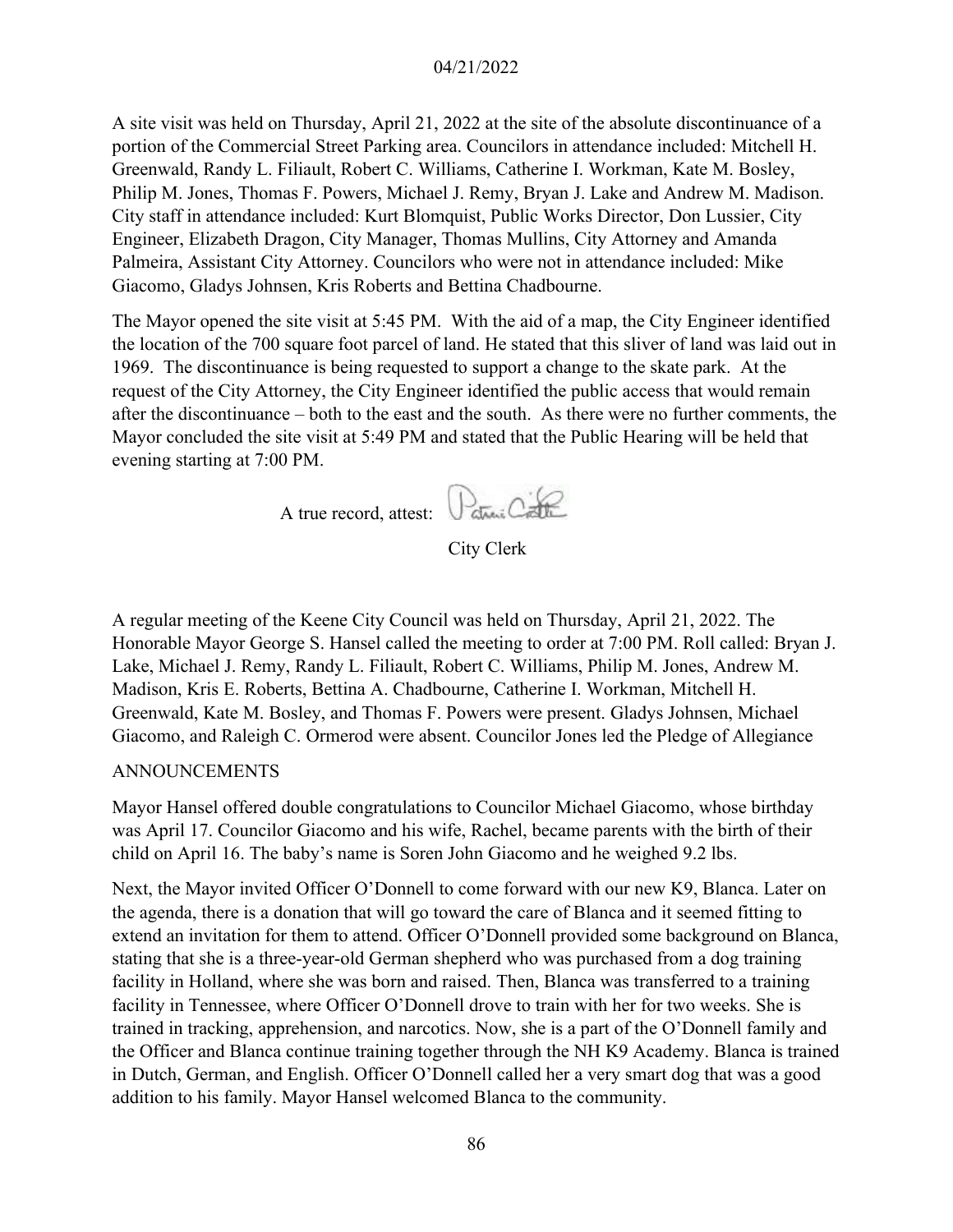04/21/2022

A site visit was held on Thursday, April 21, 2022 at the site of the absolute discontinuance of a portion of the Commercial Street Parking area. Councilors in attendance included: Mitchell H. Greenwald, Randy L. Filiault, Robert C. Williams, Catherine I. Workman, Kate M. Bosley, Philip M. Jones, Thomas F. Powers, Michael J. Remy, Bryan J. Lake and Andrew M. Madison. City staff in attendance included: Kurt Blomquist, Public Works Director, Don Lussier, City Engineer, Elizabeth Dragon, City Manager, Thomas Mullins, City Attorney and Amanda Palmeira, Assistant City Attorney. Councilors who were not in attendance included: Mike Giacomo, Gladys Johnsen, Kris Roberts and Bettina Chadbourne.

The Mayor opened the site visit at 5:45 PM. With the aid of a map, the City Engineer identified the location of the 700 square foot parcel of land. He stated that this sliver of land was laid out in 1969. The discontinuance is being requested to support a change to the skate park. At the request of the City Attorney, the City Engineer identified the public access that would remain after the discontinuance – both to the east and the south. As there were no further comments, the Mayor concluded the site visit at 5:49 PM and stated that the Public Hearing will be held that evening starting at 7:00 PM.

A true record, attest:

City Clerk

A regular meeting of the Keene City Council was held on Thursday, April 21, 2022. The Honorable Mayor George S. Hansel called the meeting to order at 7:00 PM. Roll called: Bryan J. Lake, Michael J. Remy, Randy L. Filiault, Robert C. Williams, Philip M. Jones, Andrew M. Madison, Kris E. Roberts, Bettina A. Chadbourne, Catherine I. Workman, Mitchell H. Greenwald, Kate M. Bosley, and Thomas F. Powers were present. Gladys Johnsen, Michael Giacomo, and Raleigh C. Ormerod were absent. Councilor Jones led the Pledge of Allegiance

## ANNOUNCEMENTS

Mayor Hansel offered double congratulations to Councilor Michael Giacomo, whose birthday was April 17. Councilor Giacomo and his wife, Rachel, became parents with the birth of their child on April 16. The baby's name is Soren John Giacomo and he weighed 9.2 lbs.

Next, the Mayor invited Officer O'Donnell to come forward with our new K9, Blanca. Later on the agenda, there is a donation that will go toward the care of Blanca and it seemed fitting to extend an invitation for them to attend. Officer O'Donnell provided some background on Blanca, stating that she is a three-year-old German shepherd who was purchased from a dog training facility in Holland, where she was born and raised. Then, Blanca was transferred to a training facility in Tennessee, where Officer O'Donnell drove to train with her for two weeks. She is trained in tracking, apprehension, and narcotics. Now, she is a part of the O'Donnell family and the Officer and Blanca continue training together through the NH K9 Academy. Blanca is trained in Dutch, German, and English. Officer O'Donnell called her a very smart dog that was a good addition to his family. Mayor Hansel welcomed Blanca to the community.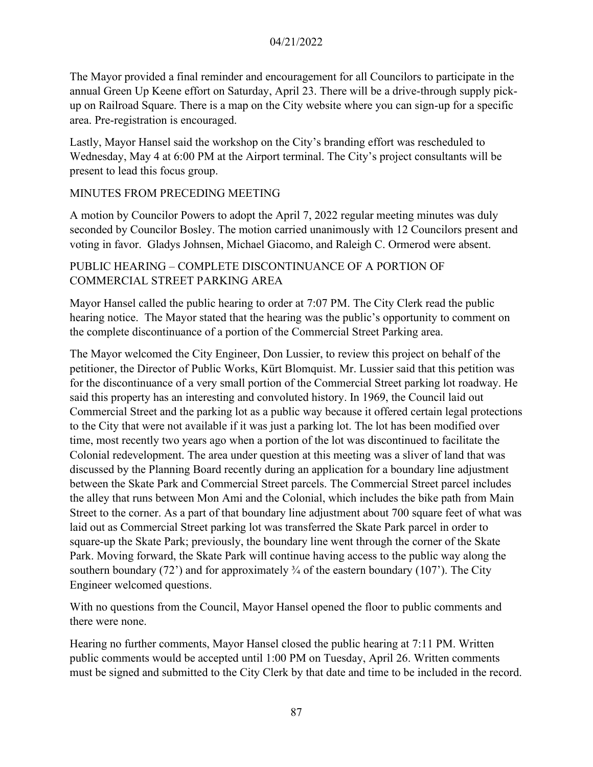The Mayor provided a final reminder and encouragement for all Councilors to participate in the annual Green Up Keene effort on Saturday, April 23. There will be a drive-through supply pick-up on Railroad Square. There is a map on the City website where you can sign-up for a specific area. Pre-registration is encouraged.

Lastly, Mayor Hansel said the workshop on the City's branding effort was rescheduled to Wednesday, May 4 at 6:00 PM at the Airport terminal. The City's project consultants will be present to lead this focus group.

## MINUTES FROM PRECEDING MEETING

A motion by Councilor Powers to adopt the April 7, 2022 regular meeting minutes was duly seconded by Councilor Bosley. The motion carried unanimously with 12 Councilors present and voting in favor. Gladys Johnsen, Michael Giacomo, and Raleigh C. Ormerod were absent.

## PUBLIC HEARING – COMPLETE DISCONTINUANCE OF A PORTION OF COMMERCIAL STREET PARKING AREA

Mayor Hansel called the public hearing to order at 7:07 PM. The City Clerk read the public hearing notice. The Mayor stated that the hearing was the public's opportunity to comment on the complete discontinuance of a portion of the Commercial Street Parking area.

The Mayor welcomed the City Engineer, Don Lussier, to review this project on behalf of the petitioner, the Director of Public Works, Kürt Blomquist. Mr. Lussier said that this petition was for the discontinuance of a very small portion of the Commercial Street parking lot roadway. He said this property has an interesting and convoluted history. In 1969, the Council laid out Commercial Street and the parking lot as a public way because it offered certain legal protections to the City that were not available if it was just a parking lot. The lot has been modified over time, most recently two years ago when a portion of the lot was discontinued to facilitate the Colonial redevelopment. The area under question at this meeting was a sliver of land that was discussed by the Planning Board recently during an application for a boundary line adjustment between the Skate Park and Commercial Street parcels. The Commercial Street parcel includes the alley that runs between Mon Ami and the Colonial, which includes the bike path from Main Street to the corner. As a part of that boundary line adjustment about 700 square feet of what was laid out as Commercial Street parking lot was transferred the Skate Park parcel in order to square-up the Skate Park; previously, the boundary line went through the corner of the Skate Park. Moving forward, the Skate Park will continue having access to the public way along the southern boundary (72') and for approximately ¾ of the eastern boundary (107'). The City Engineer welcomed questions.

With no questions from the Council, Mayor Hansel opened the floor to public comments and there were none.

Hearing no further comments, Mayor Hansel closed the public hearing at 7:11 PM. Written public comments would be accepted until 1:00 PM on Tuesday, April 26. Written comments must be signed and submitted to the City Clerk by that date and time to be included in the record.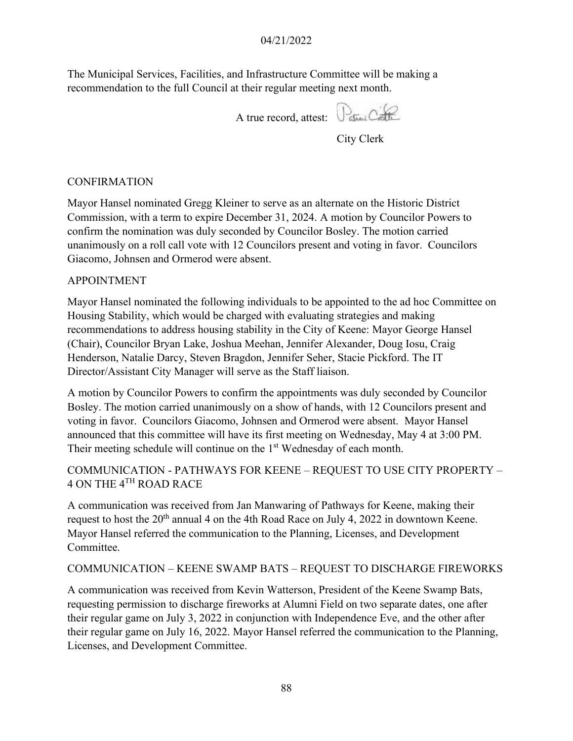The Municipal Services, Facilities, and Infrastructure Committee will be making a recommendation to the full Council at their regular meeting next month.

A true record, attest:

City Clerk

CONFIRMATION

Mayor Hansel nominated Gregg Kleiner to serve as an alternate on the Historic District Commission, with a term to expire December 31, 2024. A motion by Councilor Powers to confirm the nomination was duly seconded by Councilor Bosley. The motion carried unanimously on a roll call vote with 12 Councilors present and voting in favor. Councilors Giacomo, Johnsen and Ormerod were absent.

APPOINTMENT

Mayor Hansel nominated the following individuals to be appointed to the ad hoc Committee on Housing Stability, which would be charged with evaluating strategies and making recommendations to address housing stability in the City of Keene: Mayor George Hansel (Chair), Councilor Bryan Lake, Joshua Meehan, Jennifer Alexander, Doug Iosu, Craig Henderson, Natalie Darcy, Steven Bragdon, Jennifer Seher, Stacie Pickford. The IT Director/Assistant City Manager will serve as the Staff liaison.

A motion by Councilor Powers to confirm the appointments was duly seconded by Councilor Bosley. The motion carried unanimously on a show of hands, with 12 Councilors present and voting in favor. Councilors Giacomo, Johnsen and Ormerod were absent. Mayor Hansel announced that this committee will have its first meeting on Wednesday, May 4 at 3:00 PM. Their meeting schedule will continue on the 1st Wednesday of each month.

COMMUNICATION - PATHWAYS FOR KEENE – REQUEST TO USE CITY PROPERTY – 4 ON THE 4TH ROAD RACE

A communication was received from Jan Manwaring of Pathways for Keene, making their request to host the 20th annual 4 on the 4th Road Race on July 4, 2022 in downtown Keene. Mayor Hansel referred the communication to the Planning, Licenses, and Development Committee.

COMMUNICATION – KEENE SWAMP BATS – REQUEST TO DISCHARGE FIREWORKS

A communication was received from Kevin Watterson, President of the Keene Swamp Bats, requesting permission to discharge fireworks at Alumni Field on two separate dates, one after their regular game on July 3, 2022 in conjunction with Independence Eve, and the other after their regular game on July 16, 2022. Mayor Hansel referred the communication to the Planning, Licenses, and Development Committee.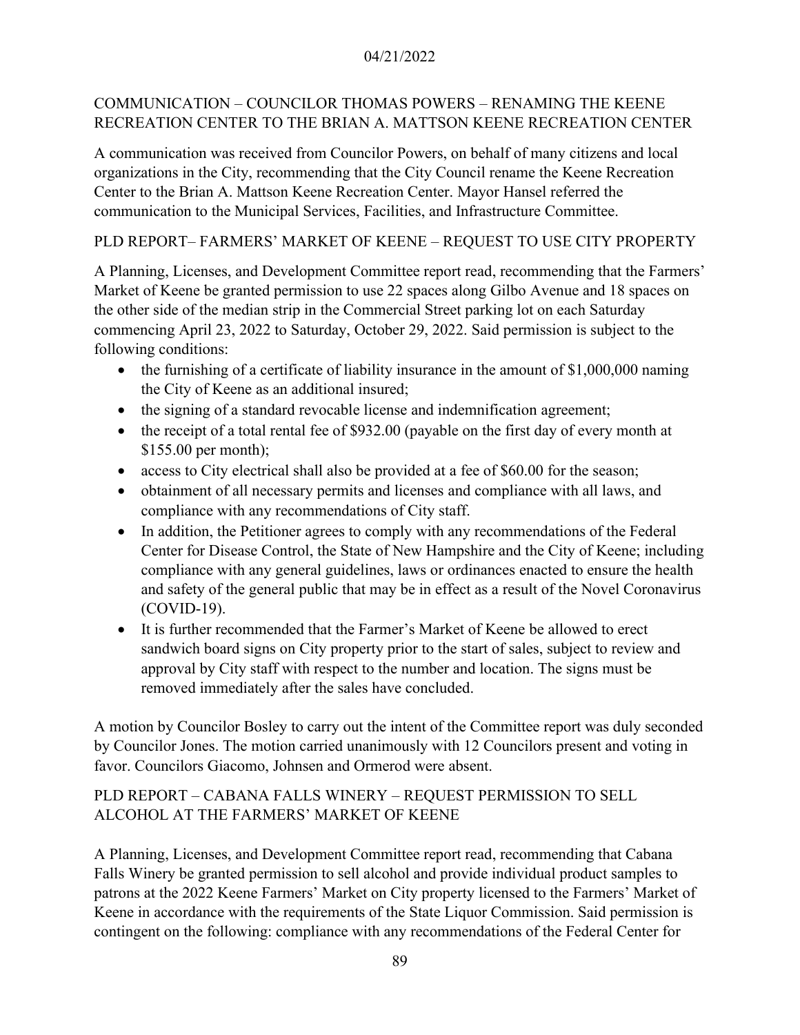## COMMUNICATION – COUNCILOR THOMAS POWERS – RENAMING THE KEENE RECREATION CENTER TO THE BRIAN A. MATTSON KEENE RECREATION CENTER

A communication was received from Councilor Powers, on behalf of many citizens and local organizations in the City, recommending that the City Council rename the Keene Recreation Center to the Brian A. Mattson Keene Recreation Center. Mayor Hansel referred the communication to the Municipal Services, Facilities, and Infrastructure Committee.

## PLD REPORT– FARMERS' MARKET OF KEENE – REQUEST TO USE CITY PROPERTY

A Planning, Licenses, and Development Committee report read, recommending that the Farmers' Market of Keene be granted permission to use 22 spaces along Gilbo Avenue and 18 spaces on the other side of the median strip in the Commercial Street parking lot on each Saturday commencing April 23, 2022 to Saturday, October 29, 2022. Said permission is subject to the following conditions:

- the furnishing of a certificate of liability insurance in the amount of $1,000,000 naming the City of Keene as an additional insured;
- the signing of a standard revocable license and indemnification agreement;
- the receipt of a total rental fee of $932.00 (payable on the first day of every month at $155.00 per month);
- access to City electrical shall also be provided at a fee of $60.00 for the season;
- obtainment of all necessary permits and licenses and compliance with all laws, and compliance with any recommendations of City staff.
- In addition, the Petitioner agrees to comply with any recommendations of the Federal Center for Disease Control, the State of New Hampshire and the City of Keene; including compliance with any general guidelines, laws or ordinances enacted to ensure the health and safety of the general public that may be in effect as a result of the Novel Coronavirus (COVID-19).
- It is further recommended that the Farmer's Market of Keene be allowed to erect sandwich board signs on City property prior to the start of sales, subject to review and approval by City staff with respect to the number and location. The signs must be removed immediately after the sales have concluded.

A motion by Councilor Bosley to carry out the intent of the Committee report was duly seconded by Councilor Jones. The motion carried unanimously with 12 Councilors present and voting in favor. Councilors Giacomo, Johnsen and Ormerod were absent.

## PLD REPORT – CABANA FALLS WINERY – REQUEST PERMISSION TO SELL ALCOHOL AT THE FARMERS' MARKET OF KEENE

A Planning, Licenses, and Development Committee report read, recommending that Cabana Falls Winery be granted permission to sell alcohol and provide individual product samples to patrons at the 2022 Keene Farmers' Market on City property licensed to the Farmers' Market of Keene in accordance with the requirements of the State Liquor Commission. Said permission is contingent on the following: compliance with any recommendations of the Federal Center for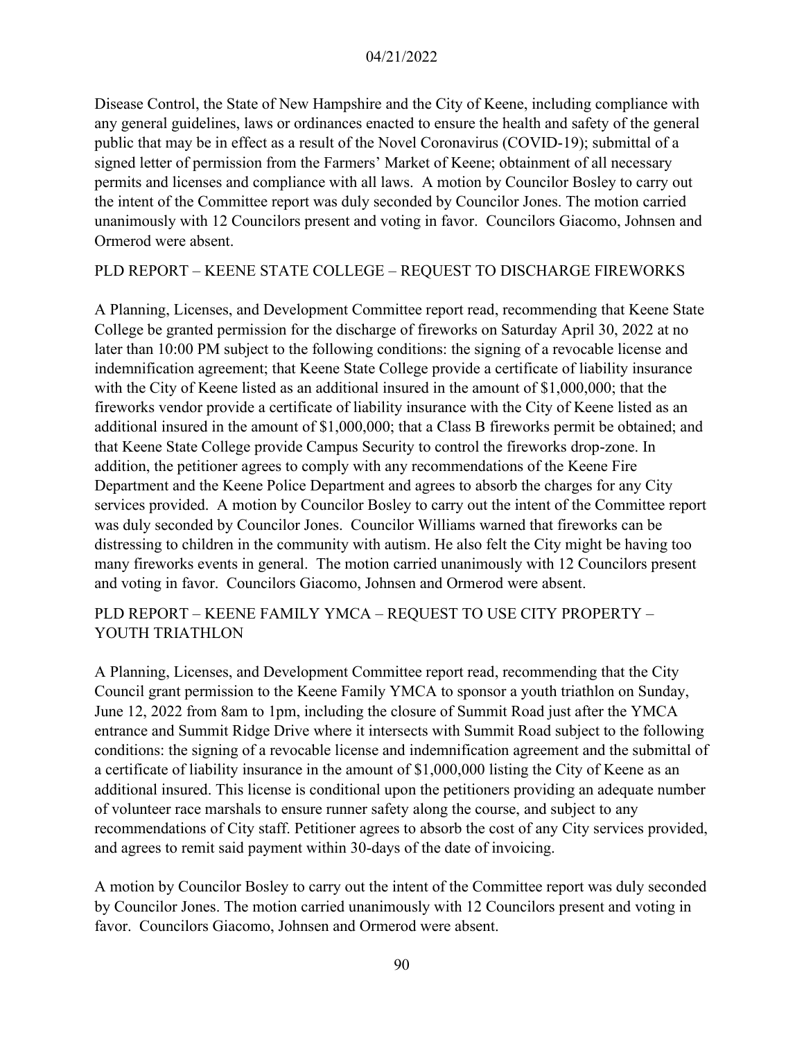Disease Control, the State of New Hampshire and the City of Keene, including compliance with any general guidelines, laws or ordinances enacted to ensure the health and safety of the general public that may be in effect as a result of the Novel Coronavirus (COVID-19); submittal of a signed letter of permission from the Farmers' Market of Keene; obtainment of all necessary permits and licenses and compliance with all laws. A motion by Councilor Bosley to carry out the intent of the Committee report was duly seconded by Councilor Jones. The motion carried unanimously with 12 Councilors present and voting in favor. Councilors Giacomo, Johnsen and Ormerod were absent.

## PLD REPORT – KEENE STATE COLLEGE – REQUEST TO DISCHARGE FIREWORKS

A Planning, Licenses, and Development Committee report read, recommending that Keene State College be granted permission for the discharge of fireworks on Saturday April 30, 2022 at no later than 10:00 PM subject to the following conditions: the signing of a revocable license and indemnification agreement; that Keene State College provide a certificate of liability insurance with the City of Keene listed as an additional insured in the amount of $1,000,000; that the fireworks vendor provide a certificate of liability insurance with the City of Keene listed as an additional insured in the amount of $1,000,000; that a Class B fireworks permit be obtained; and that Keene State College provide Campus Security to control the fireworks drop-zone. In addition, the petitioner agrees to comply with any recommendations of the Keene Fire Department and the Keene Police Department and agrees to absorb the charges for any City services provided. A motion by Councilor Bosley to carry out the intent of the Committee report was duly seconded by Councilor Jones. Councilor Williams warned that fireworks can be distressing to children in the community with autism. He also felt the City might be having too many fireworks events in general. The motion carried unanimously with 12 Councilors present and voting in favor. Councilors Giacomo, Johnsen and Ormerod were absent.

## PLD REPORT – KEENE FAMILY YMCA – REQUEST TO USE CITY PROPERTY – YOUTH TRIATHLON

A Planning, Licenses, and Development Committee report read, recommending that the City Council grant permission to the Keene Family YMCA to sponsor a youth triathlon on Sunday, June 12, 2022 from 8am to 1pm, including the closure of Summit Road just after the YMCA entrance and Summit Ridge Drive where it intersects with Summit Road subject to the following conditions: the signing of a revocable license and indemnification agreement and the submittal of a certificate of liability insurance in the amount of $1,000,000 listing the City of Keene as an additional insured. This license is conditional upon the petitioners providing an adequate number of volunteer race marshals to ensure runner safety along the course, and subject to any recommendations of City staff. Petitioner agrees to absorb the cost of any City services provided, and agrees to remit said payment within 30-days of the date of invoicing.

A motion by Councilor Bosley to carry out the intent of the Committee report was duly seconded by Councilor Jones. The motion carried unanimously with 12 Councilors present and voting in favor. Councilors Giacomo, Johnsen and Ormerod were absent.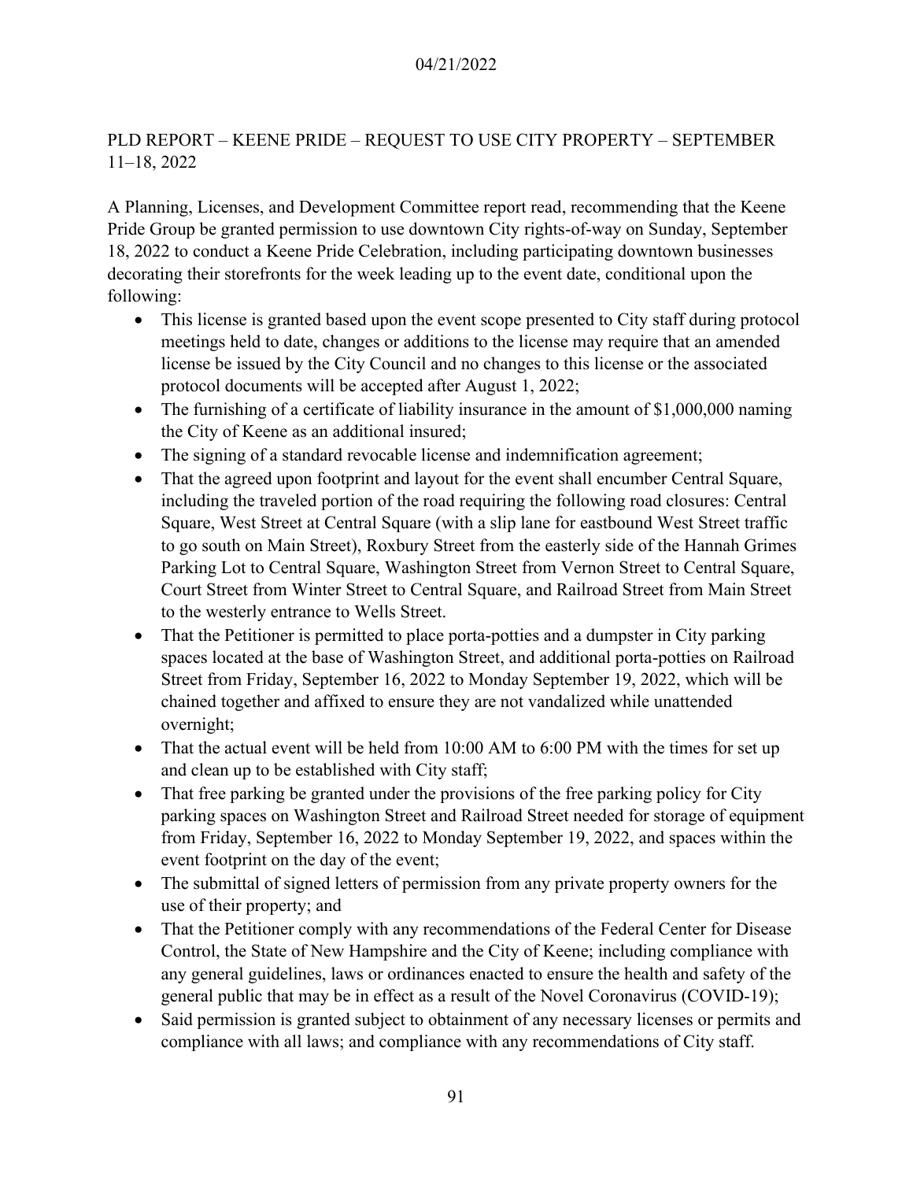PLD REPORT – KEENE PRIDE – REQUEST TO USE CITY PROPERTY – SEPTEMBER 11–18, 2022

A Planning, Licenses, and Development Committee report read, recommending that the Keene Pride Group be granted permission to use downtown City rights-of-way on Sunday, September 18, 2022 to conduct a Keene Pride Celebration, including participating downtown businesses decorating their storefronts for the week leading up to the event date, conditional upon the following:

- This license is granted based upon the event scope presented to City staff during protocol meetings held to date, changes or additions to the license may require that an amended license be issued by the City Council and no changes to this license or the associated protocol documents will be accepted after August 1, 2022;
- The furnishing of a certificate of liability insurance in the amount of $1,000,000 naming the City of Keene as an additional insured;
- The signing of a standard revocable license and indemnification agreement;
- That the agreed upon footprint and layout for the event shall encumber Central Square, including the traveled portion of the road requiring the following road closures: Central Square, West Street at Central Square (with a slip lane for eastbound West Street traffic to go south on Main Street), Roxbury Street from the easterly side of the Hannah Grimes Parking Lot to Central Square, Washington Street from Vernon Street to Central Square, Court Street from Winter Street to Central Square, and Railroad Street from Main Street to the westerly entrance to Wells Street.
- That the Petitioner is permitted to place porta-potties and a dumpster in City parking spaces located at the base of Washington Street, and additional porta-potties on Railroad Street from Friday, September 16, 2022 to Monday September 19, 2022, which will be chained together and affixed to ensure they are not vandalized while unattended overnight;
- That the actual event will be held from 10:00 AM to 6:00 PM with the times for set up and clean up to be established with City staff;
- That free parking be granted under the provisions of the free parking policy for City parking spaces on Washington Street and Railroad Street needed for storage of equipment from Friday, September 16, 2022 to Monday September 19, 2022, and spaces within the event footprint on the day of the event;
- The submittal of signed letters of permission from any private property owners for the use of their property; and
- That the Petitioner comply with any recommendations of the Federal Center for Disease Control, the State of New Hampshire and the City of Keene; including compliance with any general guidelines, laws or ordinances enacted to ensure the health and safety of the general public that may be in effect as a result of the Novel Coronavirus (COVID-19);
- Said permission is granted subject to obtainment of any necessary licenses or permits and compliance with all laws; and compliance with any recommendations of City staff.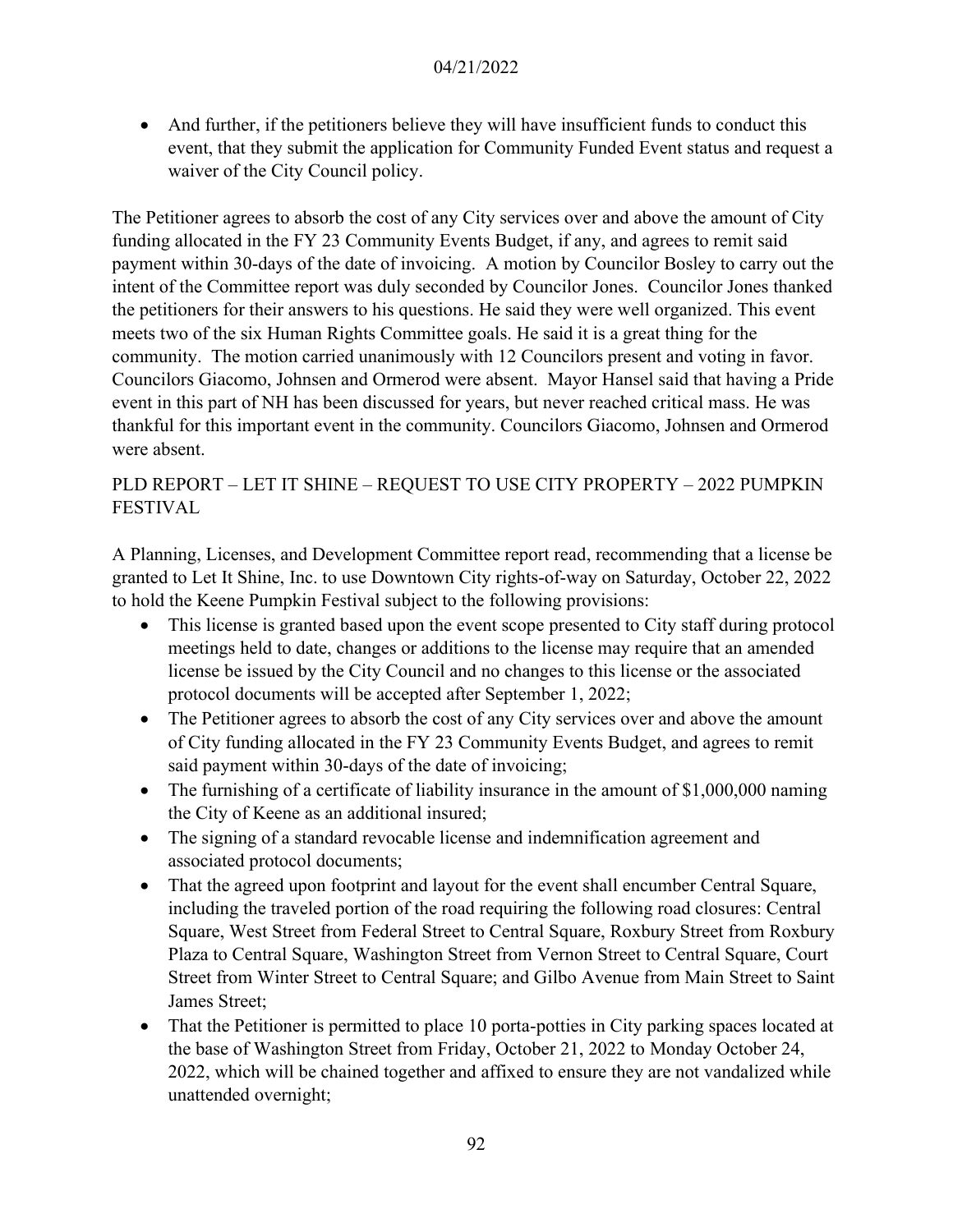- And further, if the petitioners believe they will have insufficient funds to conduct this event, that they submit the application for Community Funded Event status and request a waiver of the City Council policy.

The Petitioner agrees to absorb the cost of any City services over and above the amount of City funding allocated in the FY 23 Community Events Budget, if any, and agrees to remit said payment within 30-days of the date of invoicing. A motion by Councilor Bosley to carry out the intent of the Committee report was duly seconded by Councilor Jones. Councilor Jones thanked the petitioners for their answers to his questions. He said they were well organized. This event meets two of the six Human Rights Committee goals. He said it is a great thing for the community. The motion carried unanimously with 12 Councilors present and voting in favor. Councilors Giacomo, Johnsen and Ormerod were absent. Mayor Hansel said that having a Pride event in this part of NH has been discussed for years, but never reached critical mass. He was thankful for this important event in the community. Councilors Giacomo, Johnsen and Ormerod were absent.

PLD REPORT – LET IT SHINE – REQUEST TO USE CITY PROPERTY – 2022 PUMPKIN FESTIVAL

A Planning, Licenses, and Development Committee report read, recommending that a license be granted to Let It Shine, Inc. to use Downtown City rights-of-way on Saturday, October 22, 2022 to hold the Keene Pumpkin Festival subject to the following provisions:

- This license is granted based upon the event scope presented to City staff during protocol meetings held to date, changes or additions to the license may require that an amended license be issued by the City Council and no changes to this license or the associated protocol documents will be accepted after September 1, 2022;
- The Petitioner agrees to absorb the cost of any City services over and above the amount of City funding allocated in the FY 23 Community Events Budget, and agrees to remit said payment within 30-days of the date of invoicing;
- The furnishing of a certificate of liability insurance in the amount of $1,000,000 naming the City of Keene as an additional insured;
- The signing of a standard revocable license and indemnification agreement and associated protocol documents;
- That the agreed upon footprint and layout for the event shall encumber Central Square, including the traveled portion of the road requiring the following road closures: Central Square, West Street from Federal Street to Central Square, Roxbury Street from Roxbury Plaza to Central Square, Washington Street from Vernon Street to Central Square, Court Street from Winter Street to Central Square; and Gilbo Avenue from Main Street to Saint James Street;
- That the Petitioner is permitted to place 10 porta-potties in City parking spaces located at the base of Washington Street from Friday, October 21, 2022 to Monday October 24, 2022, which will be chained together and affixed to ensure they are not vandalized while unattended overnight;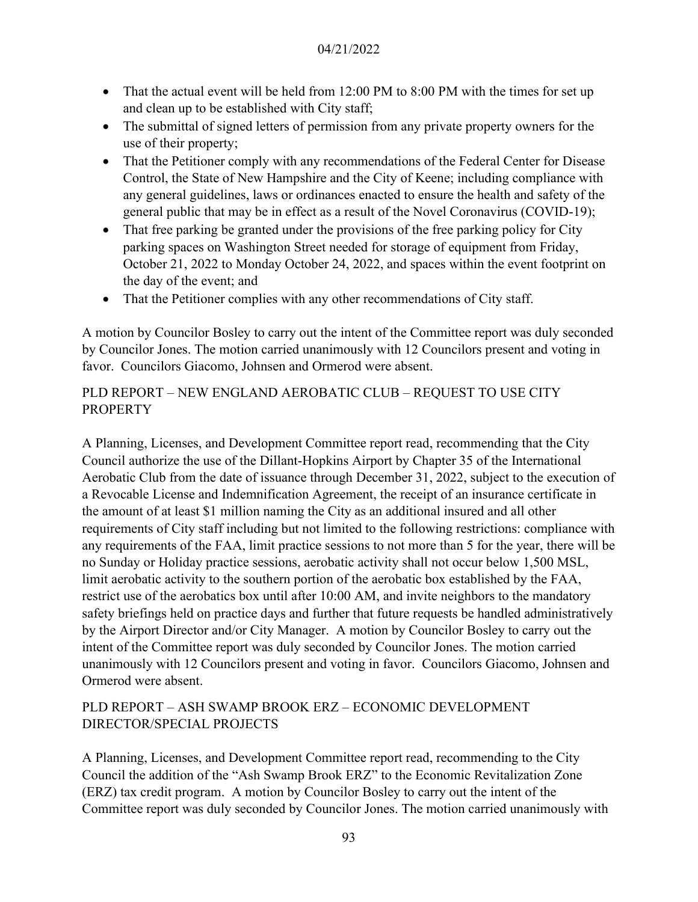- That the actual event will be held from 12:00 PM to 8:00 PM with the times for set up and clean up to be established with City staff;
- The submittal of signed letters of permission from any private property owners for the use of their property;
- That the Petitioner comply with any recommendations of the Federal Center for Disease Control, the State of New Hampshire and the City of Keene; including compliance with any general guidelines, laws or ordinances enacted to ensure the health and safety of the general public that may be in effect as a result of the Novel Coronavirus (COVID-19);
- That free parking be granted under the provisions of the free parking policy for City parking spaces on Washington Street needed for storage of equipment from Friday, October 21, 2022 to Monday October 24, 2022, and spaces within the event footprint on the day of the event; and
- That the Petitioner complies with any other recommendations of City staff.

A motion by Councilor Bosley to carry out the intent of the Committee report was duly seconded by Councilor Jones. The motion carried unanimously with 12 Councilors present and voting in favor. Councilors Giacomo, Johnsen and Ormerod were absent.

## PLD REPORT – NEW ENGLAND AEROBATIC CLUB – REQUEST TO USE CITY PROPERTY

A Planning, Licenses, and Development Committee report read, recommending that the City Council authorize the use of the Dillant-Hopkins Airport by Chapter 35 of the International Aerobatic Club from the date of issuance through December 31, 2022, subject to the execution of a Revocable License and Indemnification Agreement, the receipt of an insurance certificate in the amount of at least $1 million naming the City as an additional insured and all other requirements of City staff including but not limited to the following restrictions: compliance with any requirements of the FAA, limit practice sessions to not more than 5 for the year, there will be no Sunday or Holiday practice sessions, aerobatic activity shall not occur below 1,500 MSL, limit aerobatic activity to the southern portion of the aerobatic box established by the FAA, restrict use of the aerobatics box until after 10:00 AM, and invite neighbors to the mandatory safety briefings held on practice days and further that future requests be handled administratively by the Airport Director and/or City Manager. A motion by Councilor Bosley to carry out the intent of the Committee report was duly seconded by Councilor Jones. The motion carried unanimously with 12 Councilors present and voting in favor. Councilors Giacomo, Johnsen and Ormerod were absent.

## PLD REPORT – ASH SWAMP BROOK ERZ – ECONOMIC DEVELOPMENT DIRECTOR/SPECIAL PROJECTS

A Planning, Licenses, and Development Committee report read, recommending to the City Council the addition of the "Ash Swamp Brook ERZ" to the Economic Revitalization Zone (ERZ) tax credit program. A motion by Councilor Bosley to carry out the intent of the Committee report was duly seconded by Councilor Jones. The motion carried unanimously with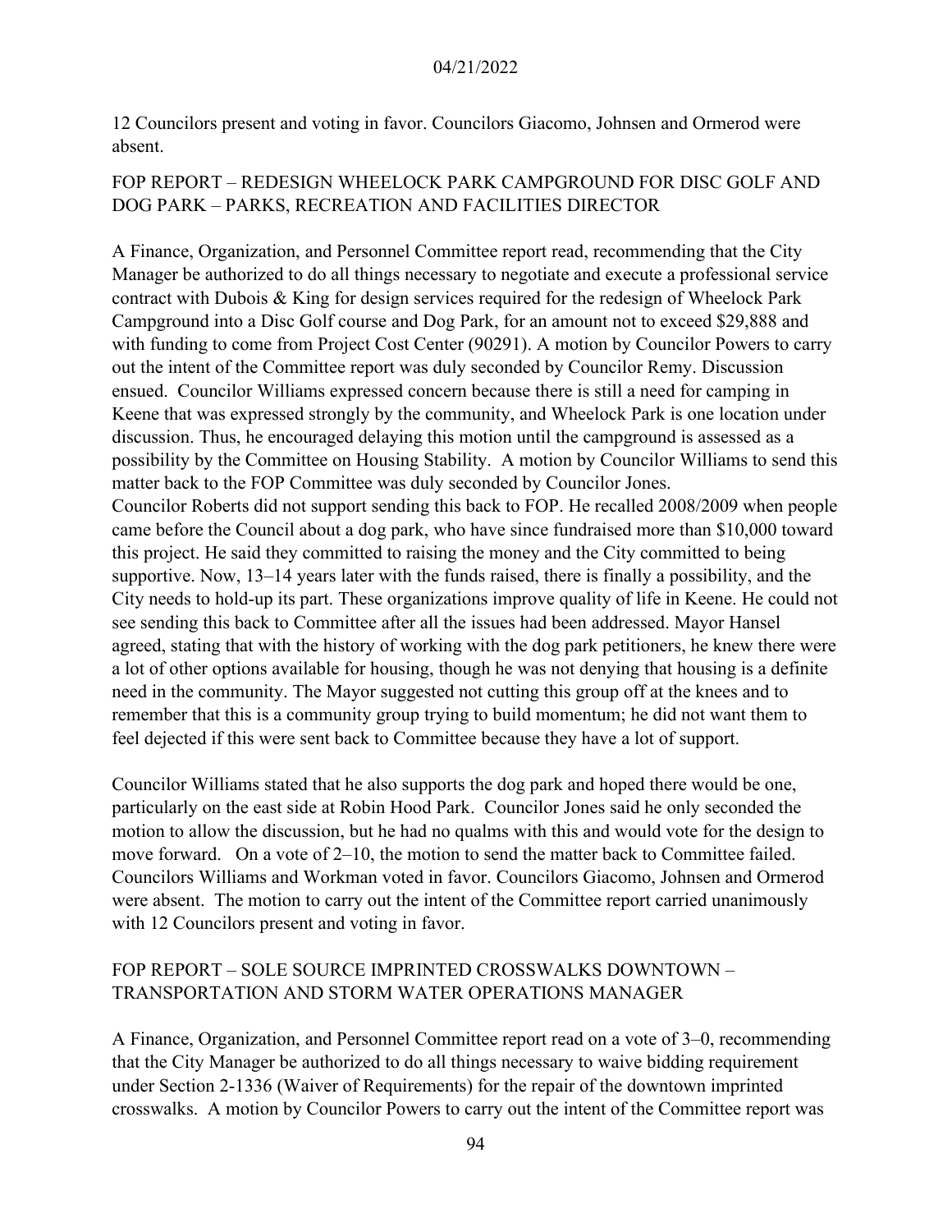12 Councilors present and voting in favor. Councilors Giacomo, Johnsen and Ormerod were absent.

## FOP REPORT – REDESIGN WHEELOCK PARK CAMPGROUND FOR DISC GOLF AND DOG PARK – PARKS, RECREATION AND FACILITIES DIRECTOR

A Finance, Organization, and Personnel Committee report read, recommending that the City Manager be authorized to do all things necessary to negotiate and execute a professional service contract with Dubois & King for design services required for the redesign of Wheelock Park Campground into a Disc Golf course and Dog Park, for an amount not to exceed $29,888 and with funding to come from Project Cost Center (90291). A motion by Councilor Powers to carry out the intent of the Committee report was duly seconded by Councilor Remy. Discussion ensued. Councilor Williams expressed concern because there is still a need for camping in Keene that was expressed strongly by the community, and Wheelock Park is one location under discussion. Thus, he encouraged delaying this motion until the campground is assessed as a possibility by the Committee on Housing Stability. A motion by Councilor Williams to send this matter back to the FOP Committee was duly seconded by Councilor Jones.
Councilor Roberts did not support sending this back to FOP. He recalled 2008/2009 when people came before the Council about a dog park, who have since fundraised more than $10,000 toward this project. He said they committed to raising the money and the City committed to being supportive. Now, 13–14 years later with the funds raised, there is finally a possibility, and the City needs to hold-up its part. These organizations improve quality of life in Keene. He could not see sending this back to Committee after all the issues had been addressed. Mayor Hansel agreed, stating that with the history of working with the dog park petitioners, he knew there were a lot of other options available for housing, though he was not denying that housing is a definite need in the community. The Mayor suggested not cutting this group off at the knees and to remember that this is a community group trying to build momentum; he did not want them to feel dejected if this were sent back to Committee because they have a lot of support.

Councilor Williams stated that he also supports the dog park and hoped there would be one, particularly on the east side at Robin Hood Park. Councilor Jones said he only seconded the motion to allow the discussion, but he had no qualms with this and would vote for the design to move forward. On a vote of 2–10, the motion to send the matter back to Committee failed. Councilors Williams and Workman voted in favor. Councilors Giacomo, Johnsen and Ormerod were absent. The motion to carry out the intent of the Committee report carried unanimously with 12 Councilors present and voting in favor.

## FOP REPORT – SOLE SOURCE IMPRINTED CROSSWALKS DOWNTOWN – TRANSPORTATION AND STORM WATER OPERATIONS MANAGER

A Finance, Organization, and Personnel Committee report read on a vote of 3–0, recommending that the City Manager be authorized to do all things necessary to waive bidding requirement under Section 2-1336 (Waiver of Requirements) for the repair of the downtown imprinted crosswalks. A motion by Councilor Powers to carry out the intent of the Committee report was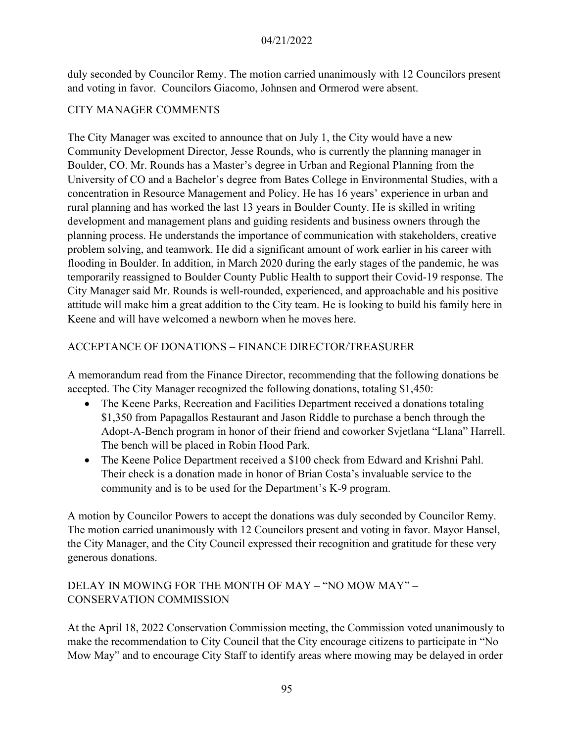duly seconded by Councilor Remy. The motion carried unanimously with 12 Councilors present and voting in favor. Councilors Giacomo, Johnsen and Ormerod were absent.

## CITY MANAGER COMMENTS

The City Manager was excited to announce that on July 1, the City would have a new Community Development Director, Jesse Rounds, who is currently the planning manager in Boulder, CO. Mr. Rounds has a Master's degree in Urban and Regional Planning from the University of CO and a Bachelor's degree from Bates College in Environmental Studies, with a concentration in Resource Management and Policy. He has 16 years' experience in urban and rural planning and has worked the last 13 years in Boulder County. He is skilled in writing development and management plans and guiding residents and business owners through the planning process. He understands the importance of communication with stakeholders, creative problem solving, and teamwork. He did a significant amount of work earlier in his career with flooding in Boulder. In addition, in March 2020 during the early stages of the pandemic, he was temporarily reassigned to Boulder County Public Health to support their Covid-19 response. The City Manager said Mr. Rounds is well-rounded, experienced, and approachable and his positive attitude will make him a great addition to the City team. He is looking to build his family here in Keene and will have welcomed a newborn when he moves here.

## ACCEPTANCE OF DONATIONS – FINANCE DIRECTOR/TREASURER

A memorandum read from the Finance Director, recommending that the following donations be accepted. The City Manager recognized the following donations, totaling $1,450:

- The Keene Parks, Recreation and Facilities Department received a donations totaling $1,350 from Papagallos Restaurant and Jason Riddle to purchase a bench through the Adopt-A-Bench program in honor of their friend and coworker Svjetlana "Llana" Harrell. The bench will be placed in Robin Hood Park.
- The Keene Police Department received a $100 check from Edward and Krishni Pahl. Their check is a donation made in honor of Brian Costa's invaluable service to the community and is to be used for the Department's K-9 program.

A motion by Councilor Powers to accept the donations was duly seconded by Councilor Remy. The motion carried unanimously with 12 Councilors present and voting in favor. Mayor Hansel, the City Manager, and the City Council expressed their recognition and gratitude for these very generous donations.

## DELAY IN MOWING FOR THE MONTH OF MAY – "NO MOW MAY" – CONSERVATION COMMISSION

At the April 18, 2022 Conservation Commission meeting, the Commission voted unanimously to make the recommendation to City Council that the City encourage citizens to participate in "No Mow May" and to encourage City Staff to identify areas where mowing may be delayed in order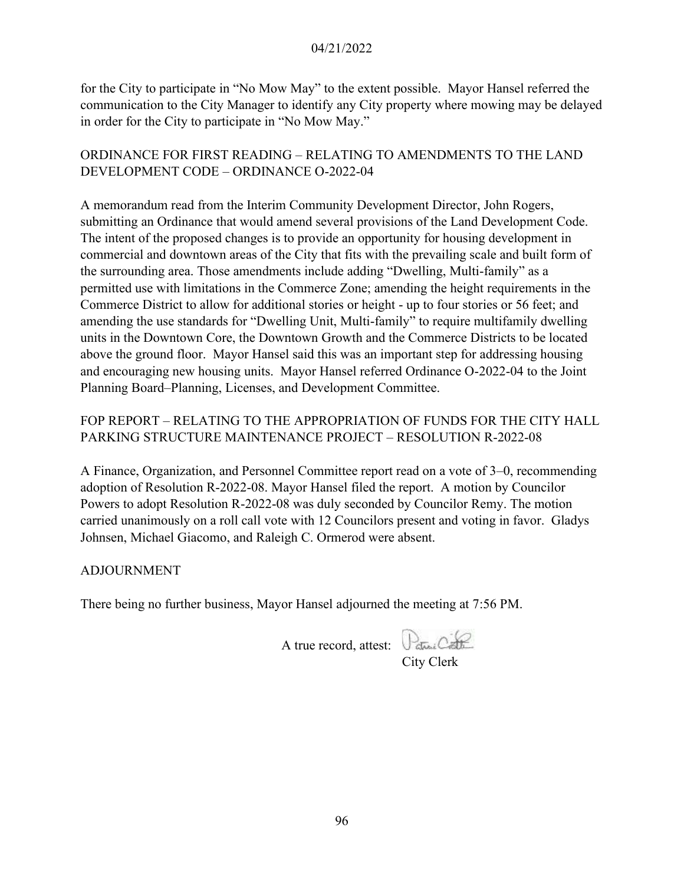for the City to participate in "No Mow May" to the extent possible. Mayor Hansel referred the communication to the City Manager to identify any City property where mowing may be delayed in order for the City to participate in "No Mow May."

ORDINANCE FOR FIRST READING – RELATING TO AMENDMENTS TO THE LAND DEVELOPMENT CODE – ORDINANCE O-2022-04

A memorandum read from the Interim Community Development Director, John Rogers, submitting an Ordinance that would amend several provisions of the Land Development Code. The intent of the proposed changes is to provide an opportunity for housing development in commercial and downtown areas of the City that fits with the prevailing scale and built form of the surrounding area. Those amendments include adding "Dwelling, Multi-family" as a permitted use with limitations in the Commerce Zone; amending the height requirements in the Commerce District to allow for additional stories or height - up to four stories or 56 feet; and amending the use standards for "Dwelling Unit, Multi-family" to require multifamily dwelling units in the Downtown Core, the Downtown Growth and the Commerce Districts to be located above the ground floor. Mayor Hansel said this was an important step for addressing housing and encouraging new housing units. Mayor Hansel referred Ordinance O-2022-04 to the Joint Planning Board–Planning, Licenses, and Development Committee.

FOP REPORT – RELATING TO THE APPROPRIATION OF FUNDS FOR THE CITY HALL PARKING STRUCTURE MAINTENANCE PROJECT – RESOLUTION R-2022-08

A Finance, Organization, and Personnel Committee report read on a vote of 3–0, recommending adoption of Resolution R-2022-08. Mayor Hansel filed the report. A motion by Councilor Powers to adopt Resolution R-2022-08 was duly seconded by Councilor Remy. The motion carried unanimously on a roll call vote with 12 Councilors present and voting in favor. Gladys Johnsen, Michael Giacomo, and Raleigh C. Ormerod were absent.

ADJOURNMENT

There being no further business, Mayor Hansel adjourned the meeting at 7:56 PM.

A true record, attest:
City Clerk